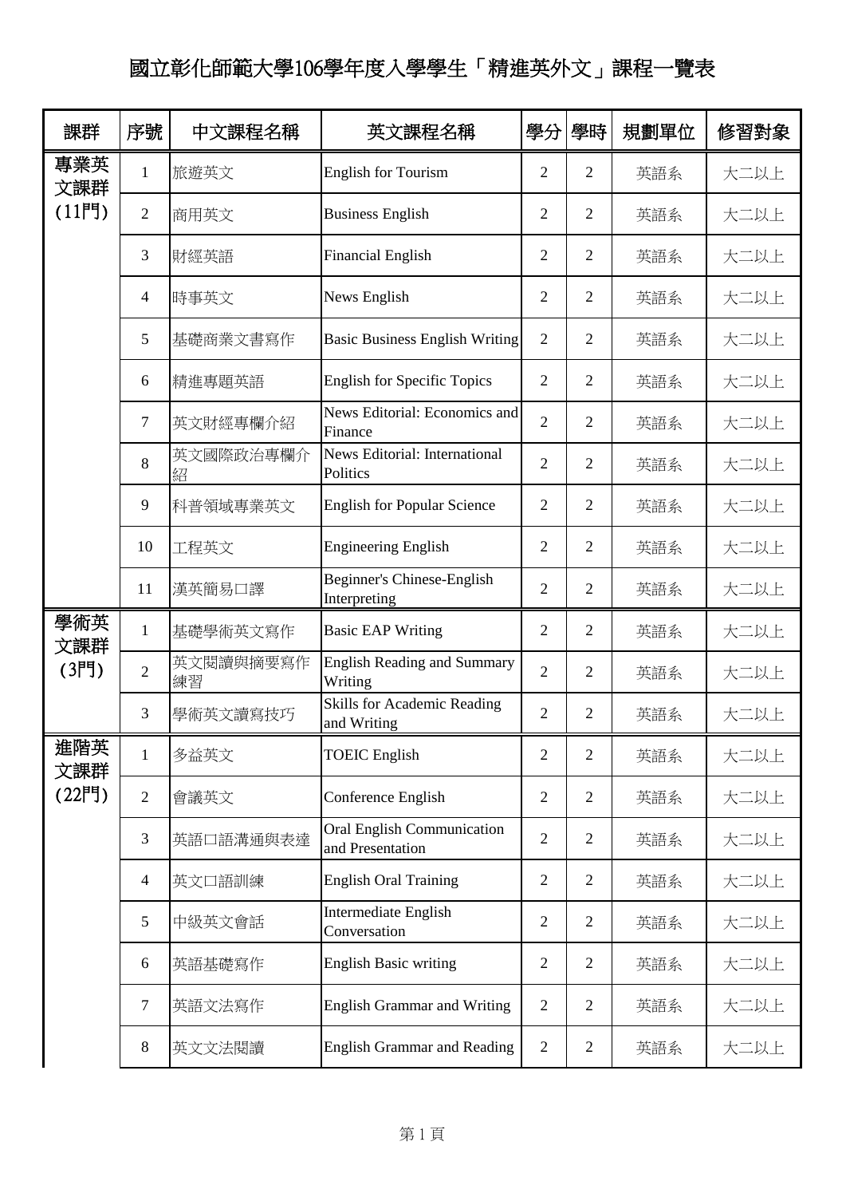# 國立彰化師範大學106學年度入學學生「精進英外文」課程一覽表

| 課群 | 序號 | 中文課程名稱 | 英文課程名稱 | 學分 | 學時 | 規劃單位 | 修習對象 |
|---|---|---|---|---|---|---|---|
| 專業英文課群 (11門) | 1 | 旅遊英文 | English for Tourism | 2 | 2 | 英語系 | 大二以上 |
| | 2 | 商用英文 | Business English | 2 | 2 | 英語系 | 大二以上 |
| | 3 | 財經英語 | Financial English | 2 | 2 | 英語系 | 大二以上 |
| | 4 | 時事英文 | News English | 2 | 2 | 英語系 | 大二以上 |
| | 5 | 基礎商業文書寫作 | Basic Business English Writing | 2 | 2 | 英語系 | 大二以上 |
| | 6 | 精進專題英語 | English for Specific Topics | 2 | 2 | 英語系 | 大二以上 |
| | 7 | 英文財經專欄介紹 | News Editorial: Economics and Finance | 2 | 2 | 英語系 | 大二以上 |
| | 8 | 英文國際政治專欄介紹 | News Editorial: International Politics | 2 | 2 | 英語系 | 大二以上 |
| | 9 | 科普領域專業英文 | English for Popular Science | 2 | 2 | 英語系 | 大二以上 |
| | 10 | 工程英文 | Engineering English | 2 | 2 | 英語系 | 大二以上 |
| | 11 | 漢英簡易口譯 | Beginner's Chinese-English Interpreting | 2 | 2 | 英語系 | 大二以上 |
| 學術英文課群 (3門) | 1 | 基礎學術英文寫作 | Basic EAP Writing | 2 | 2 | 英語系 | 大二以上 |
| | 2 | 英文閱讀與摘要寫作練習 | English Reading and Summary Writing | 2 | 2 | 英語系 | 大二以上 |
| | 3 | 學術英文讀寫技巧 | Skills for Academic Reading and Writing | 2 | 2 | 英語系 | 大二以上 |
| 進階英文課群 (22門) | 1 | 多益英文 | TOEIC English | 2 | 2 | 英語系 | 大二以上 |
| | 2 | 會議英文 | Conference English | 2 | 2 | 英語系 | 大二以上 |
| | 3 | 英語口語溝通與表達 | Oral English Communication and Presentation | 2 | 2 | 英語系 | 大二以上 |
| | 4 | 英文口語訓練 | English Oral Training | 2 | 2 | 英語系 | 大二以上 |
| | 5 | 中級英文會話 | Intermediate English Conversation | 2 | 2 | 英語系 | 大二以上 |
| | 6 | 英語基礎寫作 | English Basic writing | 2 | 2 | 英語系 | 大二以上 |
| | 7 | 英語文法寫作 | English Grammar and Writing | 2 | 2 | 英語系 | 大二以上 |
| | 8 | 英文文法閱讀 | English Grammar and Reading | 2 | 2 | 英語系 | 大二以上 |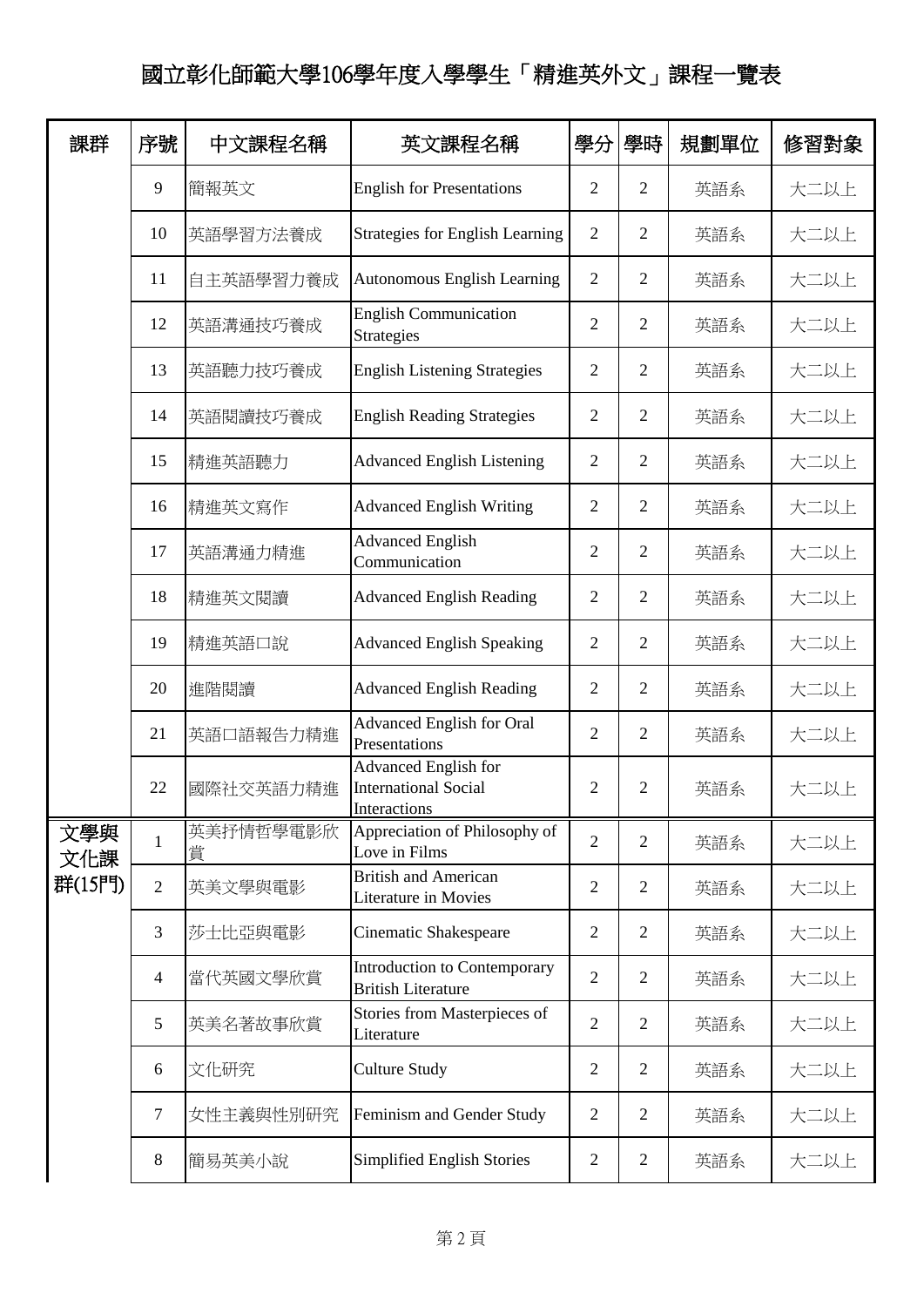# 國立彰化師範大學106學年度入學學生「精進英外文」課程一覽表

| 課群 | 序號 | 中文課程名稱 | 英文課程名稱 | 學分 | 學時 | 規劃單位 | 修習對象 |
|---|---|---|---|---|---|---|---|
| | 9 | 簡報英文 | English for Presentations | 2 | 2 | 英語系 | 大二以上 |
| | 10 | 英語學習方法養成 | Strategies for English Learning | 2 | 2 | 英語系 | 大二以上 |
| | 11 | 自主英語學習力養成 | Autonomous English Learning | 2 | 2 | 英語系 | 大二以上 |
| | 12 | 英語溝通技巧養成 | English Communication Strategies | 2 | 2 | 英語系 | 大二以上 |
| | 13 | 英語聽力技巧養成 | English Listening Strategies | 2 | 2 | 英語系 | 大二以上 |
| | 14 | 英語閱讀技巧養成 | English Reading Strategies | 2 | 2 | 英語系 | 大二以上 |
| | 15 | 精進英語聽力 | Advanced English Listening | 2 | 2 | 英語系 | 大二以上 |
| | 16 | 精進英文寫作 | Advanced English Writing | 2 | 2 | 英語系 | 大二以上 |
| | 17 | 英語溝通力精進 | Advanced English Communication | 2 | 2 | 英語系 | 大二以上 |
| | 18 | 精進英文閱讀 | Advanced English Reading | 2 | 2 | 英語系 | 大二以上 |
| | 19 | 精進英語口說 | Advanced English Speaking | 2 | 2 | 英語系 | 大二以上 |
| | 20 | 進階閱讀 | Advanced English Reading | 2 | 2 | 英語系 | 大二以上 |
| | 21 | 英語口語報告力精進 | Advanced English for Oral Presentations | 2 | 2 | 英語系 | 大二以上 |
| | 22 | 國際社交英語力精進 | Advanced English for International Social Interactions | 2 | 2 | 英語系 | 大二以上 |
| 文學與文化課群(15門) | 1 | 英美抒情哲學電影欣賞 | Appreciation of Philosophy of Love in Films | 2 | 2 | 英語系 | 大二以上 |
| | 2 | 英美文學與電影 | British and American Literature in Movies | 2 | 2 | 英語系 | 大二以上 |
| | 3 | 莎士比亞與電影 | Cinematic Shakespeare | 2 | 2 | 英語系 | 大二以上 |
| | 4 | 當代英國文學欣賞 | Introduction to Contemporary British Literature | 2 | 2 | 英語系 | 大二以上 |
| | 5 | 英美名著故事欣賞 | Stories from Masterpieces of Literature | 2 | 2 | 英語系 | 大二以上 |
| | 6 | 文化研究 | Culture Study | 2 | 2 | 英語系 | 大二以上 |
| | 7 | 女性主義與性別研究 | Feminism and Gender Study | 2 | 2 | 英語系 | 大二以上 |
| | 8 | 簡易英美小說 | Simplified English Stories | 2 | 2 | 英語系 | 大二以上 |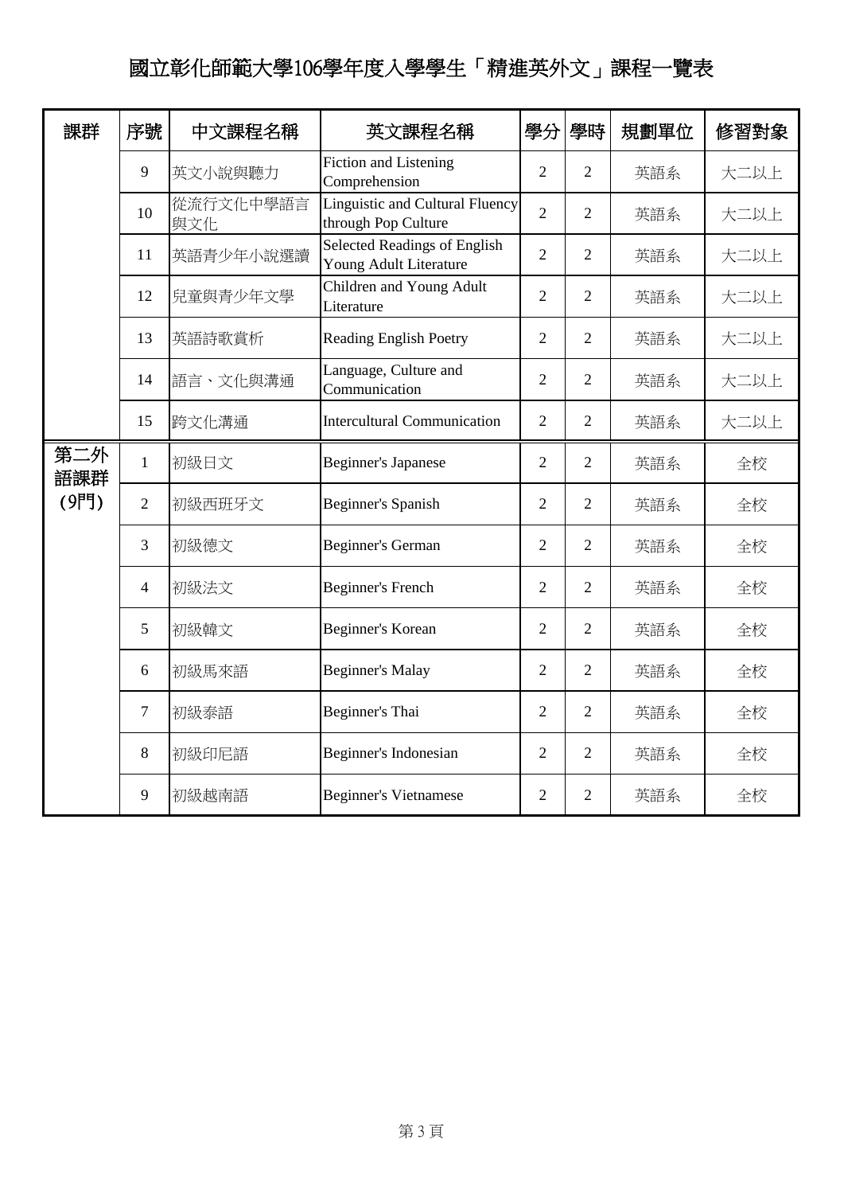# 國立彰化師範大學106學年度入學學生「精進英外文」課程一覽表

| 課群 | 序號 | 中文課程名稱 | 英文課程名稱 | 學分 | 學時 | 規劃單位 | 修習對象 |
|---|---|---|---|---|---|---|---|
| | 9 | 英文小說與聽力 | Fiction and Listening Comprehension | 2 | 2 | 英語系 | 大二以上 |
| | 10 | 從流行文化中學語言與文化 | Linguistic and Cultural Fluency through Pop Culture | 2 | 2 | 英語系 | 大二以上 |
| | 11 | 英語青少年小說選讀 | Selected Readings of English Young Adult Literature | 2 | 2 | 英語系 | 大二以上 |
| | 12 | 兒童與青少年文學 | Children and Young Adult Literature | 2 | 2 | 英語系 | 大二以上 |
| | 13 | 英語詩歌賞析 | Reading English Poetry | 2 | 2 | 英語系 | 大二以上 |
| | 14 | 語言、文化與溝通 | Language, Culture and Communication | 2 | 2 | 英語系 | 大二以上 |
| | 15 | 跨文化溝通 | Intercultural Communication | 2 | 2 | 英語系 | 大二以上 |
| 第二外語課群 (9門) | 1 | 初級日文 | Beginner's Japanese | 2 | 2 | 英語系 | 全校 |
| | 2 | 初級西班牙文 | Beginner's Spanish | 2 | 2 | 英語系 | 全校 |
| | 3 | 初級德文 | Beginner's German | 2 | 2 | 英語系 | 全校 |
| | 4 | 初級法文 | Beginner's French | 2 | 2 | 英語系 | 全校 |
| | 5 | 初級韓文 | Beginner's Korean | 2 | 2 | 英語系 | 全校 |
| | 6 | 初級馬來語 | Beginner's Malay | 2 | 2 | 英語系 | 全校 |
| | 7 | 初級泰語 | Beginner's Thai | 2 | 2 | 英語系 | 全校 |
| | 8 | 初級印尼語 | Beginner's Indonesian | 2 | 2 | 英語系 | 全校 |
| | 9 | 初級越南語 | Beginner's Vietnamese | 2 | 2 | 英語系 | 全校 |